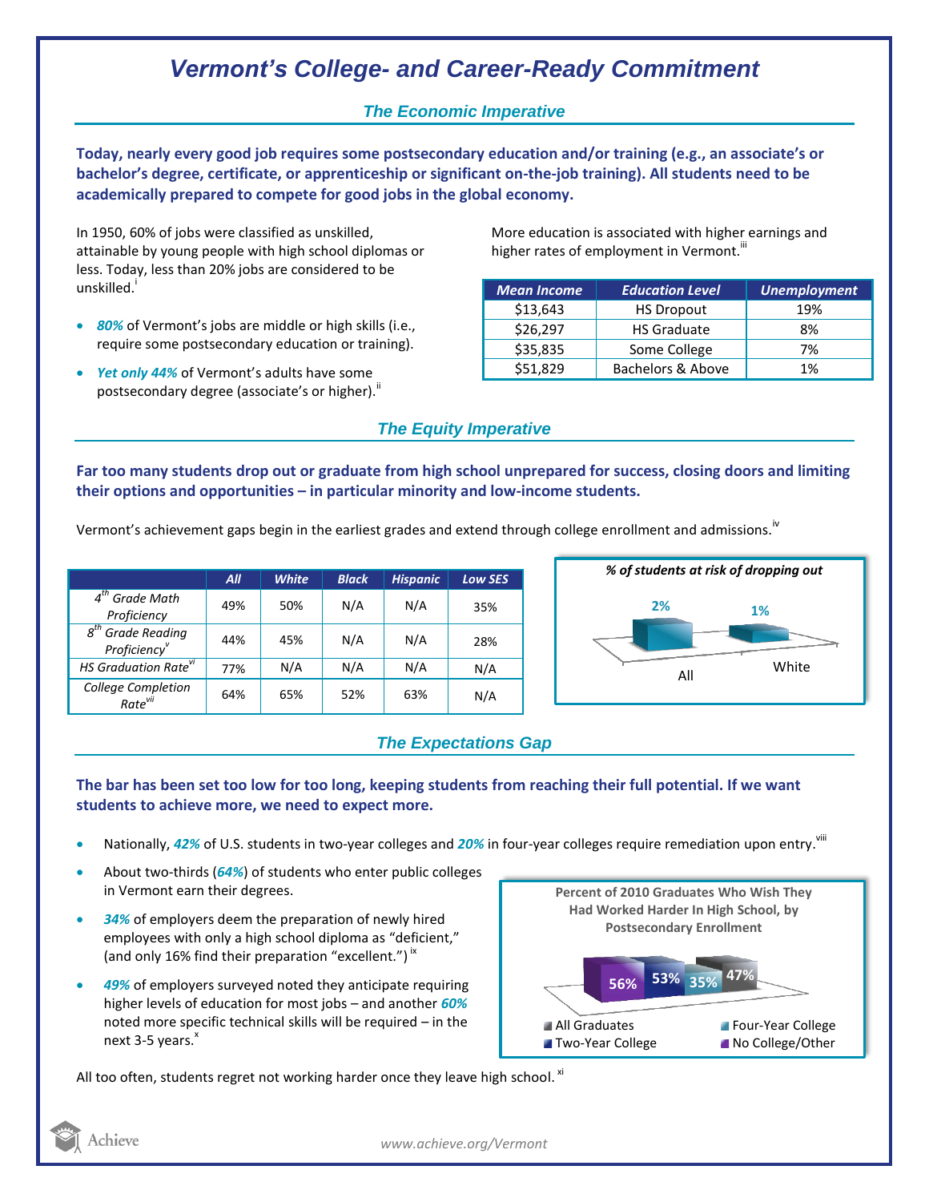# Vermont's College- and Career-Ready Commitment

## The Economic Imperative

**Today, nearly every good job requires some postsecondary education and/or training (e.g., an associate's or bachelor's degree, certificate, or apprenticeship or significant on-the-job training). All students need to be academically prepared to compete for good jobs in the global economy.**

In 1950, 60% of jobs were classified as unskilled, attainable by young people with high school diplomas or less. Today, less than 20% jobs are considered to be unskilled.[i]

- ***80%*** of Vermont's jobs are middle or high skills (i.e., require some postsecondary education or training).
- ***Yet only 44%*** of Vermont's adults have some postsecondary degree (associate's or higher).[ii]

More education is associated with higher earnings and higher rates of employment in Vermont.[iii]

| Mean Income | Education Level | Unemployment |
|---|---|---|
| $13,643 | HS Dropout | 19% |
| $26,297 | HS Graduate | 8% |
| $35,835 | Some College | 7% |
| $51,829 | Bachelors & Above | 1% |

## The Equity Imperative

**Far too many students drop out or graduate from high school unprepared for success, closing doors and limiting their options and opportunities – in particular minority and low-income students.**

Vermont's achievement gaps begin in the earliest grades and extend through college enrollment and admissions.[iv]

| | All | White | Black | Hispanic | Low SES |
|---|---|---|---|---|---|
| 4th Grade Math Proficiency | 49% | 50% | N/A | N/A | 35% |
| 8th Grade Reading Proficiency[v] | 44% | 45% | N/A | N/A | 28% |
| HS Graduation Rate[vi] | 77% | N/A | N/A | N/A | N/A |
| College Completion Rate[vii] | 64% | 65% | 52% | 63% | N/A |

*% of students at risk of dropping out*

| All | White |
|---|---|
| 2% | 1% |

## The Expectations Gap

**The bar has been set too low for too long, keeping students from reaching their full potential. If we want students to achieve more, we need to expect more.**

- Nationally, ***42%*** of U.S. students in two-year colleges and ***20%*** in four-year colleges require remediation upon entry.[viii]
- About two-thirds (***64%***) of students who enter public colleges in Vermont earn their degrees.
- ***34%*** of employers deem the preparation of newly hired employees with only a high school diploma as "deficient," (and only 16% find their preparation "excellent.")[ix]
- ***49%*** of employers surveyed noted they anticipate requiring higher levels of education for most jobs – and another ***60%*** noted more specific technical skills will be required – in the next 3-5 years.[x]

**Percent of 2010 Graduates Who Wish They Had Worked Harder In High School, by Postsecondary Enrollment**

| No College/Other | Two-Year College | Four-Year College | All Graduates |
|---|---|---|---|
| 56% | 53% | 35% | 47% |

All too often, students regret not working harder once they leave high school.[xi]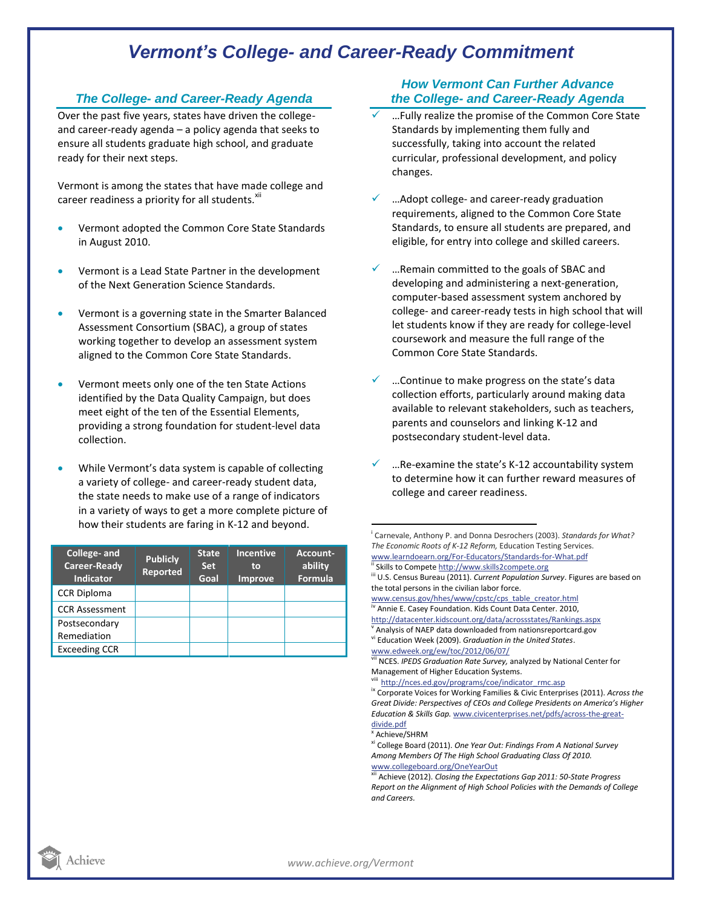# Vermont's College- and Career-Ready Commitment

## The College- and Career-Ready Agenda

Over the past five years, states have driven the college- and career-ready agenda – a policy agenda that seeks to ensure all students graduate high school, and graduate ready for their next steps.

Vermont is among the states that have made college and career readiness a priority for all students.[xii]

- Vermont adopted the Common Core State Standards in August 2010.
- Vermont is a Lead State Partner in the development of the Next Generation Science Standards.
- Vermont is a governing state in the Smarter Balanced Assessment Consortium (SBAC), a group of states working together to develop an assessment system aligned to the Common Core State Standards.
- Vermont meets only one of the ten State Actions identified by the Data Quality Campaign, but does meet eight of the ten of the Essential Elements, providing a strong foundation for student-level data collection.
- While Vermont's data system is capable of collecting a variety of college- and career-ready student data, the state needs to make use of a range of indicators in a variety of ways to get a more complete picture of how their students are faring in K-12 and beyond.

| College- and Career-Ready Indicator | Publicly Reported | State Set Goal | Incentive to Improve | Account-ability Formula |
|---|---|---|---|---|
| CCR Diploma | | | | |
| CCR Assessment | | | | |
| Postsecondary Remediation | | | | |
| Exceeding CCR | | | | |

## How Vermont Can Further Advance the College- and Career-Ready Agenda

- ✓ …Fully realize the promise of the Common Core State Standards by implementing them fully and successfully, taking into account the related curricular, professional development, and policy changes.
- ✓ …Adopt college- and career-ready graduation requirements, aligned to the Common Core State Standards, to ensure all students are prepared, and eligible, for entry into college and skilled careers.
- ✓ …Remain committed to the goals of SBAC and developing and administering a next-generation, computer-based assessment system anchored by college- and career-ready tests in high school that will let students know if they are ready for college-level coursework and measure the full range of the Common Core State Standards.
- ✓ …Continue to make progress on the state's data collection efforts, particularly around making data available to relevant stakeholders, such as teachers, parents and counselors and linking K-12 and postsecondary student-level data.
- ✓ …Re-examine the state's K-12 accountability system to determine how it can further reward measures of college and career readiness.

---

[i] Carnevale, Anthony P. and Donna Desrochers (2003). *Standards for What? The Economic Roots of K-12 Reform,* Education Testing Services. www.learndoearn.org/For-Educators/Standards-for-What.pdf

[ii] Skills to Compete http://www.skills2compete.org

[iii] U.S. Census Bureau (2011). *Current Population Survey*. Figures are based on the total persons in the civilian labor force. www.census.gov/hhes/www/cpstc/cps_table_creator.html

[iv] Annie E. Casey Foundation. Kids Count Data Center. 2010, http://datacenter.kidscount.org/data/acrossstates/Rankings.aspx

[v] Analysis of NAEP data downloaded from nationsreportcard.gov

[vi] Education Week (2009). *Graduation in the United States*. www.edweek.org/ew/toc/2012/06/07/

[vii] NCES. *IPEDS Graduation Rate Survey,* analyzed by National Center for Management of Higher Education Systems.

[viii] http://nces.ed.gov/programs/coe/indicator_rmc.asp

[ix] Corporate Voices for Working Families & Civic Enterprises (2011). *Across the Great Divide: Perspectives of CEOs and College Presidents on America's Higher Education & Skills Gap.* www.civicenterprises.net/pdfs/across-the-great-divide.pdf

[x] Achieve/SHRM

[xi] College Board (2011). *One Year Out: Findings From A National Survey Among Members Of The High School Graduating Class Of 2010.* www.collegeboard.org/OneYearOut

[xii] Achieve (2012). *Closing the Expectations Gap 2011: 50-State Progress Report on the Alignment of High School Policies with the Demands of College and Careers.*